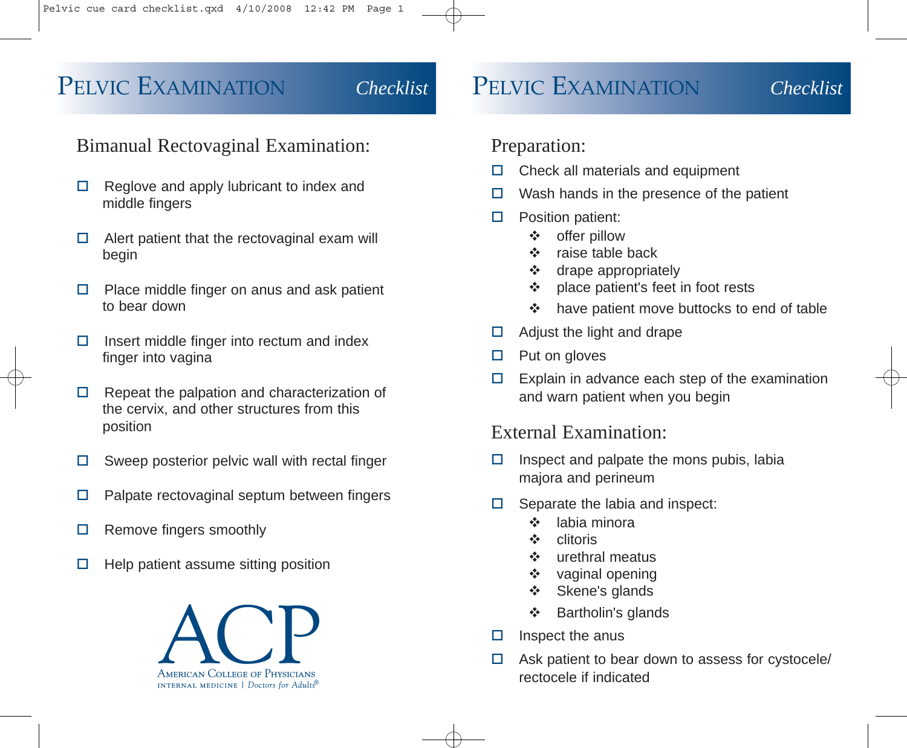# PELVIC EXAMINATION *Checklist*

## Bimanual Rectovaginal Examination:

- ☐ Reglove and apply lubricant to index and middle fingers
- ☐ Alert patient that the rectovaginal exam will begin
- ☐ Place middle finger on anus and ask patient to bear down
- ☐ Insert middle finger into rectum and index finger into vagina
- ☐ Repeat the palpation and characterization of the cervix, and other structures from this position
- ☐ Sweep posterior pelvic wall with rectal finger
- ☐ Palpate rectovaginal septum between fingers
- ☐ Remove fingers smoothly
- ☐ Help patient assume sitting position

ACP
AMERICAN COLLEGE OF PHYSICIANS
INTERNAL MEDICINE | *Doctors for Adults*®

# PELVIC EXAMINATION *Checklist*

## Preparation:

- ☐ Check all materials and equipment
- ☐ Wash hands in the presence of the patient
- ☐ Position patient:
  - ❖ offer pillow
  - ❖ raise table back
  - ❖ drape appropriately
  - ❖ place patient's feet in foot rests
  - ❖ have patient move buttocks to end of table
- ☐ Adjust the light and drape
- ☐ Put on gloves
- ☐ Explain in advance each step of the examination and warn patient when you begin

## External Examination:

- ☐ Inspect and palpate the mons pubis, labia majora and perineum
- ☐ Separate the labia and inspect:
  - ❖ labia minora
  - ❖ clitoris
  - ❖ urethral meatus
  - ❖ vaginal opening
  - ❖ Skene's glands
  - ❖ Bartholin's glands
- ☐ Inspect the anus
- ☐ Ask patient to bear down to assess for cystocele/ rectocele if indicated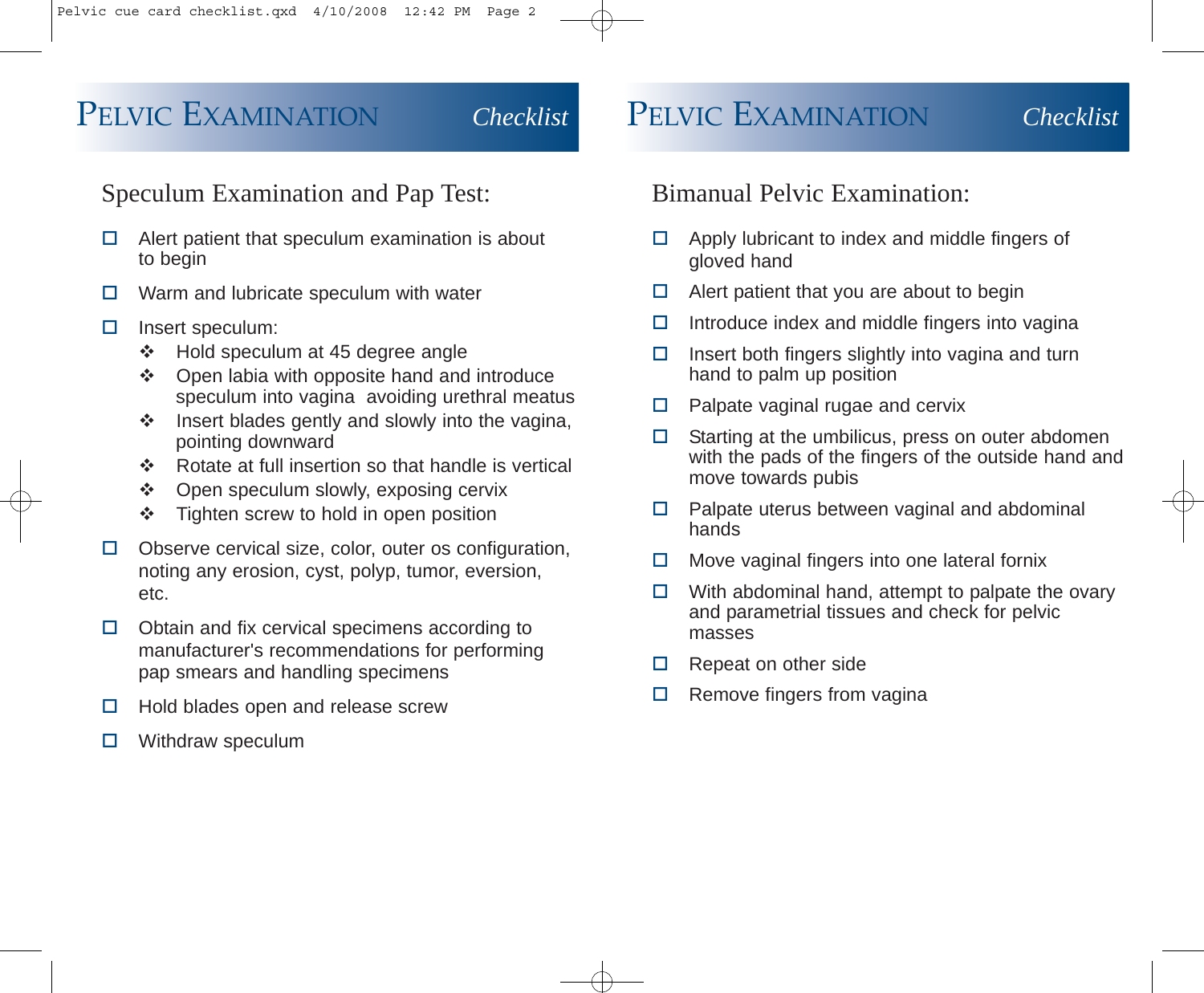# Pelvic Examination *Checklist*

## Speculum Examination and Pap Test:

- ☐ Alert patient that speculum examination is about to begin
- ☐ Warm and lubricate speculum with water
- ☐ Insert speculum:
  - ❖ Hold speculum at 45 degree angle
  - ❖ Open labia with opposite hand and introduce speculum into vagina avoiding urethral meatus
  - ❖ Insert blades gently and slowly into the vagina, pointing downward
  - ❖ Rotate at full insertion so that handle is vertical
  - ❖ Open speculum slowly, exposing cervix
  - ❖ Tighten screw to hold in open position
- ☐ Observe cervical size, color, outer os configuration, noting any erosion, cyst, polyp, tumor, eversion, etc.
- ☐ Obtain and fix cervical specimens according to manufacturer's recommendations for performing pap smears and handling specimens
- ☐ Hold blades open and release screw
- ☐ Withdraw speculum

# Pelvic Examination *Checklist*

## Bimanual Pelvic Examination:

- ☐ Apply lubricant to index and middle fingers of gloved hand
- ☐ Alert patient that you are about to begin
- ☐ Introduce index and middle fingers into vagina
- ☐ Insert both fingers slightly into vagina and turn hand to palm up position
- ☐ Palpate vaginal rugae and cervix
- ☐ Starting at the umbilicus, press on outer abdomen with the pads of the fingers of the outside hand and move towards pubis
- ☐ Palpate uterus between vaginal and abdominal hands
- ☐ Move vaginal fingers into one lateral fornix
- ☐ With abdominal hand, attempt to palpate the ovary and parametrial tissues and check for pelvic masses
- ☐ Repeat on other side
- ☐ Remove fingers from vagina